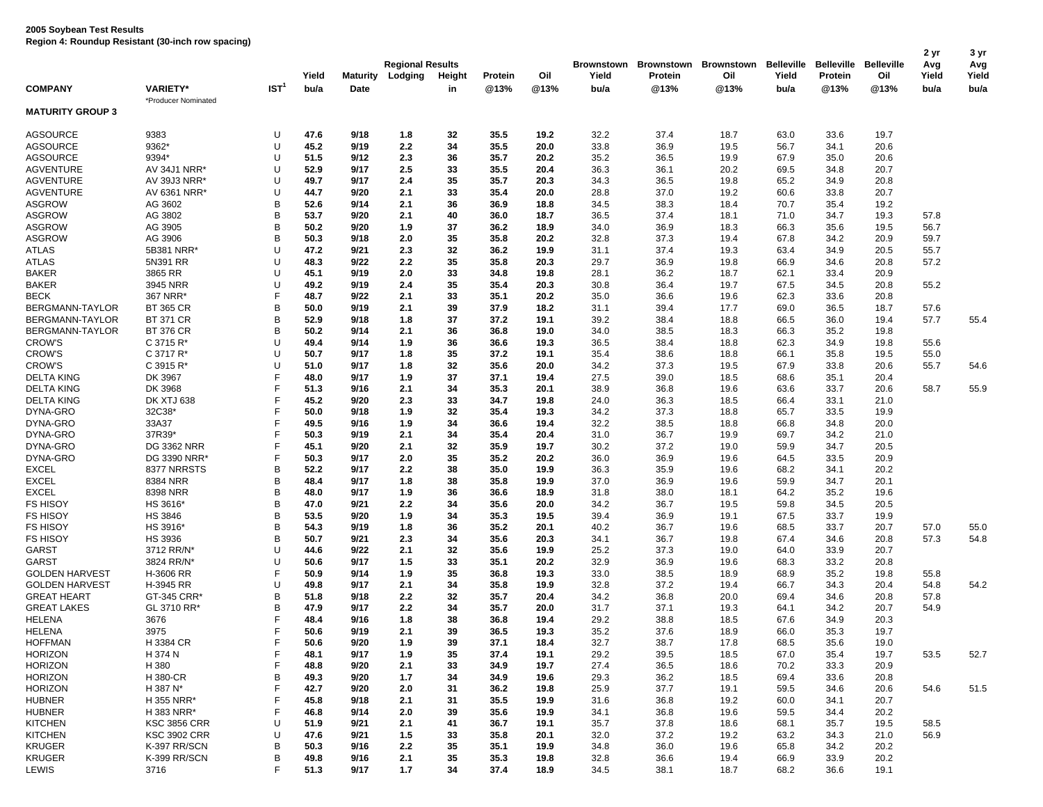**2005 Soybean Test Results**
**Region 4: Roundup Resistant (30-inch row spacing)**

| COMPANY | VARIETY* | IST[1] | Yield bu/a | Maturity Date | Regional Results Lodging | Height in | Protein @13% | Oil @13% | Brownstown Yield bu/a | Brownstown Protein @13% | Brownstown Oil @13% | Belleville Yield bu/a | Belleville Protein @13% | Belleville Oil @13% | 2 yr Avg Yield bu/a | 3 yr Avg Yield bu/a |
|---|---|---|---|---|---|---|---|---|---|---|---|---|---|---|---|---|
| | *Producer Nominated | | | | | | | | | | | | | | | |
| **MATURITY GROUP 3** | | | | | | | | | | | | | | | | |
| AGSOURCE | 9383 | U | **47.6** | **9/18** | **1.8** | **32** | **35.5** | **19.2** | 32.2 | 37.4 | 18.7 | 63.0 | 33.6 | 19.7 | | |
| AGSOURCE | 9362* | U | **45.2** | **9/19** | **2.2** | **34** | **35.5** | **20.0** | 33.8 | 36.9 | 19.5 | 56.7 | 34.1 | 20.6 | | |
| AGSOURCE | 9394* | U | **51.5** | **9/12** | **2.3** | **36** | **35.7** | **20.2** | 35.2 | 36.5 | 19.9 | 67.9 | 35.0 | 20.6 | | |
| AGVENTURE | AV 34J1 NRR* | U | **52.9** | **9/17** | **2.5** | **33** | **35.5** | **20.4** | 36.3 | 36.1 | 20.2 | 69.5 | 34.8 | 20.7 | | |
| AGVENTURE | AV 39J3 NRR* | U | **49.7** | **9/17** | **2.4** | **35** | **35.7** | **20.3** | 34.3 | 36.5 | 19.8 | 65.2 | 34.9 | 20.8 | | |
| AGVENTURE | AV 6361 NRR* | U | **44.7** | **9/20** | **2.1** | **33** | **35.4** | **20.0** | 28.8 | 37.0 | 19.2 | 60.6 | 33.8 | 20.7 | | |
| ASGROW | AG 3602 | B | **52.6** | **9/14** | **2.1** | **36** | **36.9** | **18.8** | 34.5 | 38.3 | 18.4 | 70.7 | 35.4 | 19.2 | | |
| ASGROW | AG 3802 | B | **53.7** | **9/20** | **2.1** | **40** | **36.0** | **18.7** | 36.5 | 37.4 | 18.1 | 71.0 | 34.7 | 19.3 | 57.8 | |
| ASGROW | AG 3905 | B | **50.2** | **9/20** | **1.9** | **37** | **36.2** | **18.9** | 34.0 | 36.9 | 18.3 | 66.3 | 35.6 | 19.5 | 56.7 | |
| ASGROW | AG 3906 | B | **50.3** | **9/18** | **2.0** | **35** | **35.8** | **20.2** | 32.8 | 37.3 | 19.4 | 67.8 | 34.2 | 20.9 | 59.7 | |
| ATLAS | 5B381 NRR* | U | **47.2** | **9/21** | **2.3** | **32** | **36.2** | **19.9** | 31.1 | 37.4 | 19.3 | 63.4 | 34.9 | 20.5 | 55.7 | |
| ATLAS | 5N391 RR | U | **48.3** | **9/22** | **2.2** | **35** | **35.8** | **20.3** | 29.7 | 36.9 | 19.8 | 66.9 | 34.6 | 20.8 | 57.2 | |
| BAKER | 3865 RR | U | **45.1** | **9/19** | **2.0** | **33** | **34.8** | **19.8** | 28.1 | 36.2 | 18.7 | 62.1 | 33.4 | 20.9 | | |
| BAKER | 3945 NRR | U | **49.2** | **9/19** | **2.4** | **35** | **35.4** | **20.3** | 30.8 | 36.4 | 19.7 | 67.5 | 34.5 | 20.8 | 55.2 | |
| BECK | 367 NRR* | F | **48.7** | **9/22** | **2.1** | **33** | **35.1** | **20.2** | 35.0 | 36.6 | 19.6 | 62.3 | 33.6 | 20.8 | | |
| BERGMANN-TAYLOR | BT 365 CR | B | **50.0** | **9/19** | **2.1** | **39** | **37.9** | **18.2** | 31.1 | 39.4 | 17.7 | 69.0 | 36.5 | 18.7 | 57.6 | |
| BERGMANN-TAYLOR | BT 371 CR | B | **52.9** | **9/18** | **1.8** | **37** | **37.2** | **19.1** | 39.2 | 38.4 | 18.8 | 66.5 | 36.0 | 19.4 | 57.7 | 55.4 |
| BERGMANN-TAYLOR | BT 376 CR | B | **50.2** | **9/14** | **2.1** | **36** | **36.8** | **19.0** | 34.0 | 38.5 | 18.3 | 66.3 | 35.2 | 19.8 | | |
| CROW'S | C 3715 R* | U | **49.4** | **9/14** | **1.9** | **36** | **36.6** | **19.3** | 36.5 | 38.4 | 18.8 | 62.3 | 34.9 | 19.8 | 55.6 | |
| CROW'S | C 3717 R* | U | **50.7** | **9/17** | **1.8** | **35** | **37.2** | **19.1** | 35.4 | 38.6 | 18.8 | 66.1 | 35.8 | 19.5 | 55.0 | |
| CROW'S | C 3915 R* | U | **51.0** | **9/17** | **1.8** | **32** | **35.6** | **20.0** | 34.2 | 37.3 | 19.5 | 67.9 | 33.8 | 20.6 | 55.7 | 54.6 |
| DELTA KING | DK 3967 | F | **48.0** | **9/17** | **1.9** | **37** | **37.1** | **19.4** | 27.5 | 39.0 | 18.5 | 68.6 | 35.1 | 20.4 | | |
| DELTA KING | DK 3968 | F | **51.3** | **9/16** | **2.1** | **34** | **35.3** | **20.1** | 38.9 | 36.8 | 19.6 | 63.6 | 33.7 | 20.6 | 58.7 | 55.9 |
| DELTA KING | DK XTJ 638 | F | **45.2** | **9/20** | **2.3** | **33** | **34.7** | **19.8** | 24.0 | 36.3 | 18.5 | 66.4 | 33.1 | 21.0 | | |
| DYNA-GRO | 32C38* | F | **50.0** | **9/18** | **1.9** | **32** | **35.4** | **19.3** | 34.2 | 37.3 | 18.8 | 65.7 | 33.5 | 19.9 | | |
| DYNA-GRO | 33A37 | F | **49.5** | **9/16** | **1.9** | **34** | **36.6** | **19.4** | 32.2 | 38.5 | 18.8 | 66.8 | 34.8 | 20.0 | | |
| DYNA-GRO | 37R39* | F | **50.3** | **9/19** | **2.1** | **34** | **35.4** | **20.4** | 31.0 | 36.7 | 19.9 | 69.7 | 34.2 | 21.0 | | |
| DYNA-GRO | DG 3362 NRR | F | **45.1** | **9/20** | **2.1** | **32** | **35.9** | **19.7** | 30.2 | 37.2 | 19.0 | 59.9 | 34.7 | 20.5 | | |
| DYNA-GRO | DG 3390 NRR* | F | **50.3** | **9/17** | **2.0** | **35** | **35.2** | **20.2** | 36.0 | 36.9 | 19.6 | 64.5 | 33.5 | 20.9 | | |
| EXCEL | 8377 NRRSTS | B | **52.2** | **9/17** | **2.2** | **38** | **35.0** | **19.9** | 36.3 | 35.9 | 19.6 | 68.2 | 34.1 | 20.2 | | |
| EXCEL | 8384 NRR | B | **48.4** | **9/17** | **1.8** | **38** | **35.8** | **19.9** | 37.0 | 36.9 | 19.6 | 59.9 | 34.7 | 20.1 | | |
| EXCEL | 8398 NRR | B | **48.0** | **9/17** | **1.9** | **36** | **36.6** | **18.9** | 31.8 | 38.0 | 18.1 | 64.2 | 35.2 | 19.6 | | |
| FS HISOY | HS 3616* | B | **47.0** | **9/21** | **2.2** | **34** | **35.6** | **20.0** | 34.2 | 36.7 | 19.5 | 59.8 | 34.5 | 20.5 | | |
| FS HISOY | HS 3846 | B | **53.5** | **9/20** | **1.9** | **34** | **35.3** | **19.5** | 39.4 | 36.9 | 19.1 | 67.5 | 33.7 | 19.9 | | |
| FS HISOY | HS 3916* | B | **54.3** | **9/19** | **1.8** | **36** | **35.2** | **20.1** | 40.2 | 36.7 | 19.6 | 68.5 | 33.7 | 20.7 | 57.0 | 55.0 |
| FS HISOY | HS 3936 | B | **50.7** | **9/21** | **2.3** | **34** | **35.6** | **20.3** | 34.1 | 36.7 | 19.8 | 67.4 | 34.6 | 20.8 | 57.3 | 54.8 |
| GARST | 3712 RR/N* | U | **44.6** | **9/22** | **2.1** | **32** | **35.6** | **19.9** | 25.2 | 37.3 | 19.0 | 64.0 | 33.9 | 20.7 | | |
| GARST | 3824 RR/N* | U | **50.6** | **9/17** | **1.5** | **33** | **35.1** | **20.2** | 32.9 | 36.9 | 19.6 | 68.3 | 33.2 | 20.8 | | |
| GOLDEN HARVEST | H-3606 RR | F | **50.9** | **9/14** | **1.9** | **35** | **36.8** | **19.3** | 33.0 | 38.5 | 18.9 | 68.9 | 35.2 | 19.8 | 55.8 | |
| GOLDEN HARVEST | H-3945 RR | U | **49.8** | **9/17** | **2.1** | **34** | **35.8** | **19.9** | 32.8 | 37.2 | 19.4 | 66.7 | 34.3 | 20.4 | 54.8 | 54.2 |
| GREAT HEART | GT-345 CRR* | B | **51.8** | **9/18** | **2.2** | **32** | **35.7** | **20.4** | 34.2 | 36.8 | 20.0 | 69.4 | 34.6 | 20.8 | 57.8 | |
| GREAT LAKES | GL 3710 RR* | B | **47.9** | **9/17** | **2.2** | **34** | **35.7** | **20.0** | 31.7 | 37.1 | 19.3 | 64.1 | 34.2 | 20.7 | 54.9 | |
| HELENA | 3676 | F | **48.4** | **9/16** | **1.8** | **38** | **36.8** | **19.4** | 29.2 | 38.8 | 18.5 | 67.6 | 34.9 | 20.3 | | |
| HELENA | 3975 | F | **50.6** | **9/19** | **2.1** | **39** | **36.5** | **19.3** | 35.2 | 37.6 | 18.9 | 66.0 | 35.3 | 19.7 | | |
| HOFFMAN | H 3384 CR | F | **50.6** | **9/20** | **1.9** | **39** | **37.1** | **18.4** | 32.7 | 38.7 | 17.8 | 68.5 | 35.6 | 19.0 | | |
| HORIZON | H 374 N | F | **48.1** | **9/17** | **1.9** | **35** | **37.4** | **19.1** | 29.2 | 39.5 | 18.5 | 67.0 | 35.4 | 19.7 | 53.5 | 52.7 |
| HORIZON | H 380 | F | **48.8** | **9/20** | **2.1** | **33** | **34.9** | **19.7** | 27.4 | 36.5 | 18.6 | 70.2 | 33.3 | 20.9 | | |
| HORIZON | H 380-CR | B | **49.3** | **9/20** | **1.7** | **34** | **34.9** | **19.6** | 29.3 | 36.2 | 18.5 | 69.4 | 33.6 | 20.8 | | |
| HORIZON | H 387 N* | F | **42.7** | **9/20** | **2.0** | **31** | **36.2** | **19.8** | 25.9 | 37.7 | 19.1 | 59.5 | 34.6 | 20.6 | 54.6 | 51.5 |
| HUBNER | H 355 NRR* | F | **45.8** | **9/18** | **2.1** | **31** | **35.5** | **19.9** | 31.6 | 36.8 | 19.2 | 60.0 | 34.1 | 20.7 | | |
| HUBNER | H 383 NRR* | F | **46.8** | **9/14** | **2.0** | **39** | **35.6** | **19.9** | 34.1 | 36.8 | 19.6 | 59.5 | 34.4 | 20.2 | | |
| KITCHEN | KSC 3856 CRR | U | **51.9** | **9/21** | **2.1** | **41** | **36.7** | **19.1** | 35.7 | 37.8 | 18.6 | 68.1 | 35.7 | 19.5 | 58.5 | |
| KITCHEN | KSC 3902 CRR | U | **47.6** | **9/21** | **1.5** | **33** | **35.8** | **20.1** | 32.0 | 37.2 | 19.2 | 63.2 | 34.3 | 21.0 | 56.9 | |
| KRUGER | K-397 RR/SCN | B | **50.3** | **9/16** | **2.2** | **35** | **35.1** | **19.9** | 34.8 | 36.0 | 19.6 | 65.8 | 34.2 | 20.2 | | |
| KRUGER | K-399 RR/SCN | B | **49.8** | **9/16** | **2.1** | **35** | **35.3** | **19.8** | 32.8 | 36.6 | 19.4 | 66.9 | 33.9 | 20.2 | | |
| LEWIS | 3716 | F | **51.3** | **9/17** | **1.7** | **34** | **37.4** | **18.9** | 34.5 | 38.1 | 18.7 | 68.2 | 36.6 | 19.1 | | |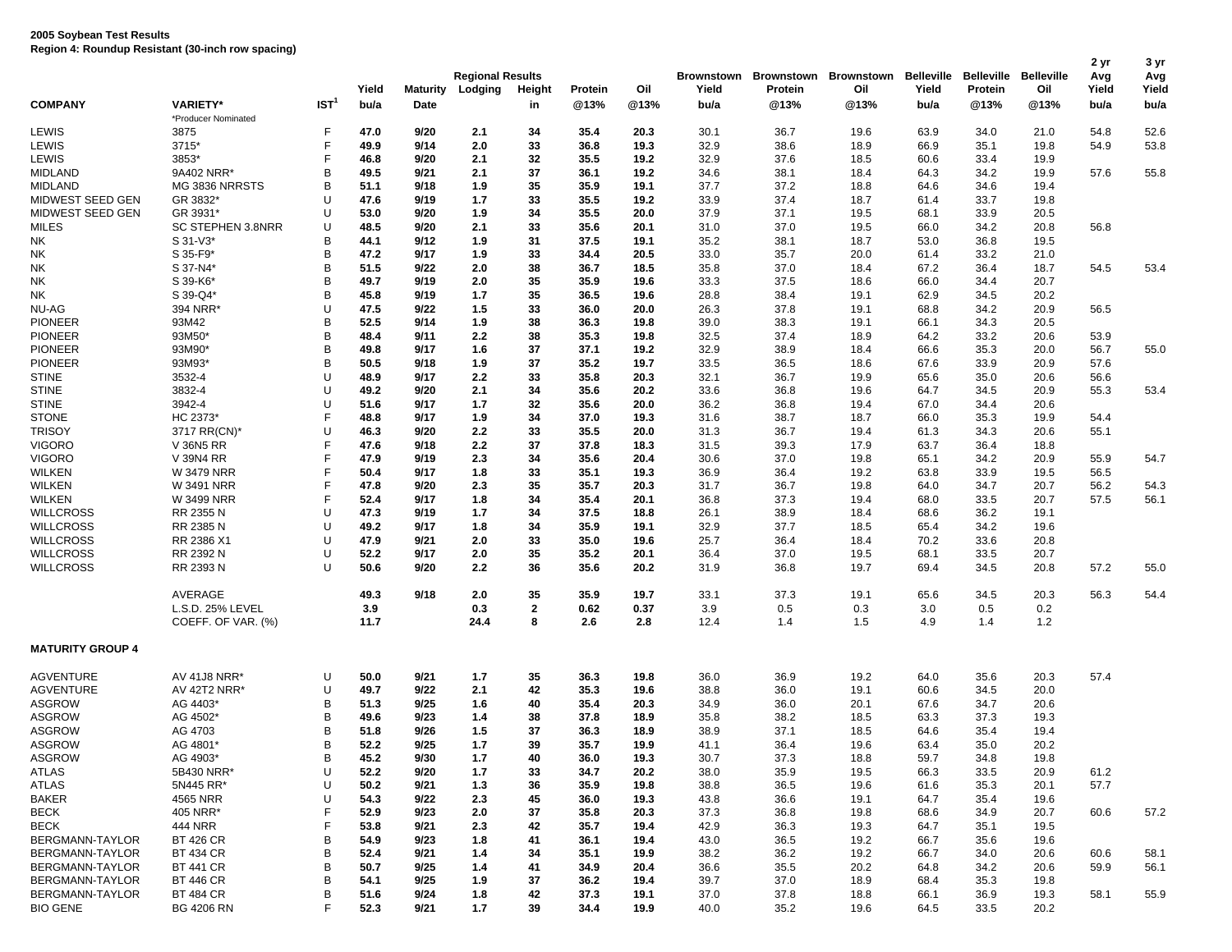**2005 Soybean Test Results**
**Region 4: Roundup Resistant (30-inch row spacing)**

| COMPANY | VARIETY* | IST[1] | Yield bu/a | Maturity Date | Regional Results Lodging | Height in | Protein @13% | Oil @13% | Brownstown Yield bu/a | Brownstown Protein @13% | Brownstown Oil @13% | Belleville Yield bu/a | Belleville Protein @13% | Belleville Oil @13% | 2 yr Avg Yield bu/a | 3 yr Avg Yield bu/a |
|---|---|---|---|---|---|---|---|---|---|---|---|---|---|---|---|---|
| | *Producer Nominated | | | | | | | | | | | | | | | |
| LEWIS | 3875 | F | **47.0** | **9/20** | **2.1** | **34** | **35.4** | **20.3** | 30.1 | 36.7 | 19.6 | 63.9 | 34.0 | 21.0 | 54.8 | 52.6 |
| LEWIS | 3715* | F | **49.9** | **9/14** | **2.0** | **33** | **36.8** | **19.3** | 32.9 | 38.6 | 18.9 | 66.9 | 35.1 | 19.8 | 54.9 | 53.8 |
| LEWIS | 3853* | F | **46.8** | **9/20** | **2.1** | **32** | **35.5** | **19.2** | 32.9 | 37.6 | 18.5 | 60.6 | 33.4 | 19.9 | | |
| MIDLAND | 9A402 NRR* | B | **49.5** | **9/21** | **2.1** | **37** | **36.1** | **19.2** | 34.6 | 38.1 | 18.4 | 64.3 | 34.2 | 19.9 | 57.6 | 55.8 |
| MIDLAND | MG 3836 NRRSTS | B | **51.1** | **9/18** | **1.9** | **35** | **35.9** | **19.1** | 37.7 | 37.2 | 18.8 | 64.6 | 34.6 | 19.4 | | |
| MIDWEST SEED GEN | GR 3832* | U | **47.6** | **9/19** | **1.7** | **33** | **35.5** | **19.2** | 33.9 | 37.4 | 18.7 | 61.4 | 33.7 | 19.8 | | |
| MIDWEST SEED GEN | GR 3931* | U | **53.0** | **9/20** | **1.9** | **34** | **35.5** | **20.0** | 37.9 | 37.1 | 19.5 | 68.1 | 33.9 | 20.5 | | |
| MILES | SC STEPHEN 3.8NRR | U | **48.5** | **9/20** | **2.1** | **33** | **35.6** | **20.1** | 31.0 | 37.0 | 19.5 | 66.0 | 34.2 | 20.8 | 56.8 | |
| NK | S 31-V3* | B | **44.1** | **9/12** | **1.9** | **31** | **37.5** | **19.1** | 35.2 | 38.1 | 18.7 | 53.0 | 36.8 | 19.5 | | |
| NK | S 35-F9* | B | **47.2** | **9/17** | **1.9** | **33** | **34.4** | **20.5** | 33.0 | 35.7 | 20.0 | 61.4 | 33.2 | 21.0 | | |
| NK | S 37-N4* | B | **51.5** | **9/22** | **2.0** | **38** | **36.7** | **18.5** | 35.8 | 37.0 | 18.4 | 67.2 | 36.4 | 18.7 | 54.5 | 53.4 |
| NK | S 39-K6* | B | **49.7** | **9/19** | **2.0** | **35** | **35.9** | **19.6** | 33.3 | 37.5 | 18.6 | 66.0 | 34.4 | 20.7 | | |
| NK | S 39-Q4* | B | **45.8** | **9/19** | **1.7** | **35** | **36.5** | **19.6** | 28.8 | 38.4 | 19.1 | 62.9 | 34.5 | 20.2 | | |
| NU-AG | 394 NRR* | U | **47.5** | **9/22** | **1.5** | **33** | **36.0** | **20.0** | 26.3 | 37.8 | 19.1 | 68.8 | 34.2 | 20.9 | 56.5 | |
| PIONEER | 93M42 | B | **52.5** | **9/14** | **1.9** | **38** | **36.3** | **19.8** | 39.0 | 38.3 | 19.1 | 66.1 | 34.3 | 20.5 | | |
| PIONEER | 93M50* | B | **48.4** | **9/11** | **2.2** | **38** | **35.3** | **19.8** | 32.5 | 37.4 | 18.9 | 64.2 | 33.2 | 20.6 | 53.9 | |
| PIONEER | 93M90* | B | **49.8** | **9/17** | **1.6** | **37** | **37.1** | **19.2** | 32.9 | 38.9 | 18.4 | 66.6 | 35.3 | 20.0 | 56.7 | 55.0 |
| PIONEER | 93M93* | B | **50.5** | **9/18** | **1.9** | **37** | **35.2** | **19.7** | 33.5 | 36.5 | 18.6 | 67.6 | 33.9 | 20.9 | 57.6 | |
| STINE | 3532-4 | U | **48.9** | **9/17** | **2.2** | **33** | **35.8** | **20.3** | 32.1 | 36.7 | 19.9 | 65.6 | 35.0 | 20.6 | 56.6 | |
| STINE | 3832-4 | U | **49.2** | **9/20** | **2.1** | **34** | **35.6** | **20.2** | 33.6 | 36.8 | 19.6 | 64.7 | 34.5 | 20.9 | 55.3 | 53.4 |
| STINE | 3942-4 | U | **51.6** | **9/17** | **1.7** | **32** | **35.6** | **20.0** | 36.2 | 36.8 | 19.4 | 67.0 | 34.4 | 20.6 | | |
| STONE | HC 2373* | F | **48.8** | **9/17** | **1.9** | **34** | **37.0** | **19.3** | 31.6 | 38.7 | 18.7 | 66.0 | 35.3 | 19.9 | 54.4 | |
| TRISOY | 3717 RR(CN)* | U | **46.3** | **9/20** | **2.2** | **33** | **35.5** | **20.0** | 31.3 | 36.7 | 19.4 | 61.3 | 34.3 | 20.6 | 55.1 | |
| VIGORO | V 36N5 RR | F | **47.6** | **9/18** | **2.2** | **37** | **37.8** | **18.3** | 31.5 | 39.3 | 17.9 | 63.7 | 36.4 | 18.8 | | |
| VIGORO | V 39N4 RR | F | **47.9** | **9/19** | **2.3** | **34** | **35.6** | **20.4** | 30.6 | 37.0 | 19.8 | 65.1 | 34.2 | 20.9 | 55.9 | 54.7 |
| WILKEN | W 3479 NRR | F | **50.4** | **9/17** | **1.8** | **33** | **35.1** | **19.3** | 36.9 | 36.4 | 19.2 | 63.8 | 33.9 | 19.5 | 56.5 | |
| WILKEN | W 3491 NRR | F | **47.8** | **9/20** | **2.3** | **35** | **35.7** | **20.3** | 31.7 | 36.7 | 19.8 | 64.0 | 34.7 | 20.7 | 56.2 | 54.3 |
| WILKEN | W 3499 NRR | F | **52.4** | **9/17** | **1.8** | **34** | **35.4** | **20.1** | 36.8 | 37.3 | 19.4 | 68.0 | 33.5 | 20.7 | 57.5 | 56.1 |
| WILLCROSS | RR 2355 N | U | **47.3** | **9/19** | **1.7** | **34** | **37.5** | **18.8** | 26.1 | 38.9 | 18.4 | 68.6 | 36.2 | 19.1 | | |
| WILLCROSS | RR 2385 N | U | **49.2** | **9/17** | **1.8** | **34** | **35.9** | **19.1** | 32.9 | 37.7 | 18.5 | 65.4 | 34.2 | 19.6 | | |
| WILLCROSS | RR 2386 X1 | U | **47.9** | **9/21** | **2.0** | **33** | **35.0** | **19.6** | 25.7 | 36.4 | 18.4 | 70.2 | 33.6 | 20.8 | | |
| WILLCROSS | RR 2392 N | U | **52.2** | **9/17** | **2.0** | **35** | **35.2** | **20.1** | 36.4 | 37.0 | 19.5 | 68.1 | 33.5 | 20.7 | | |
| WILLCROSS | RR 2393 N | U | **50.6** | **9/20** | **2.2** | **36** | **35.6** | **20.2** | 31.9 | 36.8 | 19.7 | 69.4 | 34.5 | 20.8 | 57.2 | 55.0 |
| | AVERAGE | | **49.3** | **9/18** | **2.0** | **35** | **35.9** | **19.7** | 33.1 | 37.3 | 19.1 | 65.6 | 34.5 | 20.3 | 56.3 | 54.4 |
| | L.S.D. 25% LEVEL | | **3.9** | | **0.3** | **2** | **0.62** | **0.37** | 3.9 | 0.5 | 0.3 | 3.0 | 0.5 | 0.2 | | |
| | COEFF. OF VAR. (%) | | **11.7** | | **24.4** | **8** | **2.6** | **2.8** | 12.4 | 1.4 | 1.5 | 4.9 | 1.4 | 1.2 | | |
| **MATURITY GROUP 4** | | | | | | | | | | | | | | | | |
| AGVENTURE | AV 41J8 NRR* | U | **50.0** | **9/21** | **1.7** | **35** | **36.3** | **19.8** | 36.0 | 36.9 | 19.2 | 64.0 | 35.6 | 20.3 | 57.4 | |
| AGVENTURE | AV 42T2 NRR* | U | **49.7** | **9/22** | **2.1** | **42** | **35.3** | **19.6** | 38.8 | 36.0 | 19.1 | 60.6 | 34.5 | 20.0 | | |
| ASGROW | AG 4403* | B | **51.3** | **9/25** | **1.6** | **40** | **35.4** | **20.3** | 34.9 | 36.0 | 20.1 | 67.6 | 34.7 | 20.6 | | |
| ASGROW | AG 4502* | B | **49.6** | **9/23** | **1.4** | **38** | **37.8** | **18.9** | 35.8 | 38.2 | 18.5 | 63.3 | 37.3 | 19.3 | | |
| ASGROW | AG 4703 | B | **51.8** | **9/26** | **1.5** | **37** | **36.3** | **18.9** | 38.9 | 37.1 | 18.5 | 64.6 | 35.4 | 19.4 | | |
| ASGROW | AG 4801* | B | **52.2** | **9/25** | **1.7** | **39** | **35.7** | **19.9** | 41.1 | 36.4 | 19.6 | 63.4 | 35.0 | 20.2 | | |
| ASGROW | AG 4903* | B | **45.2** | **9/30** | **1.7** | **40** | **36.0** | **19.3** | 30.7 | 37.3 | 18.8 | 59.7 | 34.8 | 19.8 | | |
| ATLAS | 5B430 NRR* | U | **52.2** | **9/20** | **1.7** | **33** | **34.7** | **20.2** | 38.0 | 35.9 | 19.5 | 66.3 | 33.5 | 20.9 | 61.2 | |
| ATLAS | 5N445 RR* | U | **50.2** | **9/21** | **1.3** | **36** | **35.9** | **19.8** | 38.8 | 36.5 | 19.6 | 61.6 | 35.3 | 20.1 | 57.7 | |
| BAKER | 4565 NRR | U | **54.3** | **9/22** | **2.3** | **45** | **36.0** | **19.3** | 43.8 | 36.6 | 19.1 | 64.7 | 35.4 | 19.6 | | |
| BECK | 405 NRR* | F | **52.9** | **9/23** | **2.0** | **37** | **35.8** | **20.3** | 37.3 | 36.8 | 19.8 | 68.6 | 34.9 | 20.7 | 60.6 | 57.2 |
| BECK | 444 NRR | F | **53.8** | **9/21** | **2.3** | **42** | **35.7** | **19.4** | 42.9 | 36.3 | 19.3 | 64.7 | 35.1 | 19.5 | | |
| BERGMANN-TAYLOR | BT 426 CR | B | **54.9** | **9/23** | **1.8** | **41** | **36.1** | **19.4** | 43.0 | 36.5 | 19.2 | 66.7 | 35.6 | 19.6 | | |
| BERGMANN-TAYLOR | BT 434 CR | B | **52.4** | **9/21** | **1.4** | **34** | **35.1** | **19.9** | 38.2 | 36.2 | 19.2 | 66.7 | 34.0 | 20.6 | 60.6 | 58.1 |
| BERGMANN-TAYLOR | BT 441 CR | B | **50.7** | **9/25** | **1.4** | **41** | **34.9** | **20.4** | 36.6 | 35.5 | 20.2 | 64.8 | 34.2 | 20.6 | 59.9 | 56.1 |
| BERGMANN-TAYLOR | BT 446 CR | B | **54.1** | **9/25** | **1.9** | **37** | **36.2** | **19.4** | 39.7 | 37.0 | 18.9 | 68.4 | 35.3 | 19.8 | | |
| BERGMANN-TAYLOR | BT 484 CR | B | **51.6** | **9/24** | **1.8** | **42** | **37.3** | **19.1** | 37.0 | 37.8 | 18.8 | 66.1 | 36.9 | 19.3 | 58.1 | 55.9 |
| BIO GENE | BG 4206 RN | F | **52.3** | **9/21** | **1.7** | **39** | **34.4** | **19.9** | 40.0 | 35.2 | 19.6 | 64.5 | 33.5 | 20.2 | | |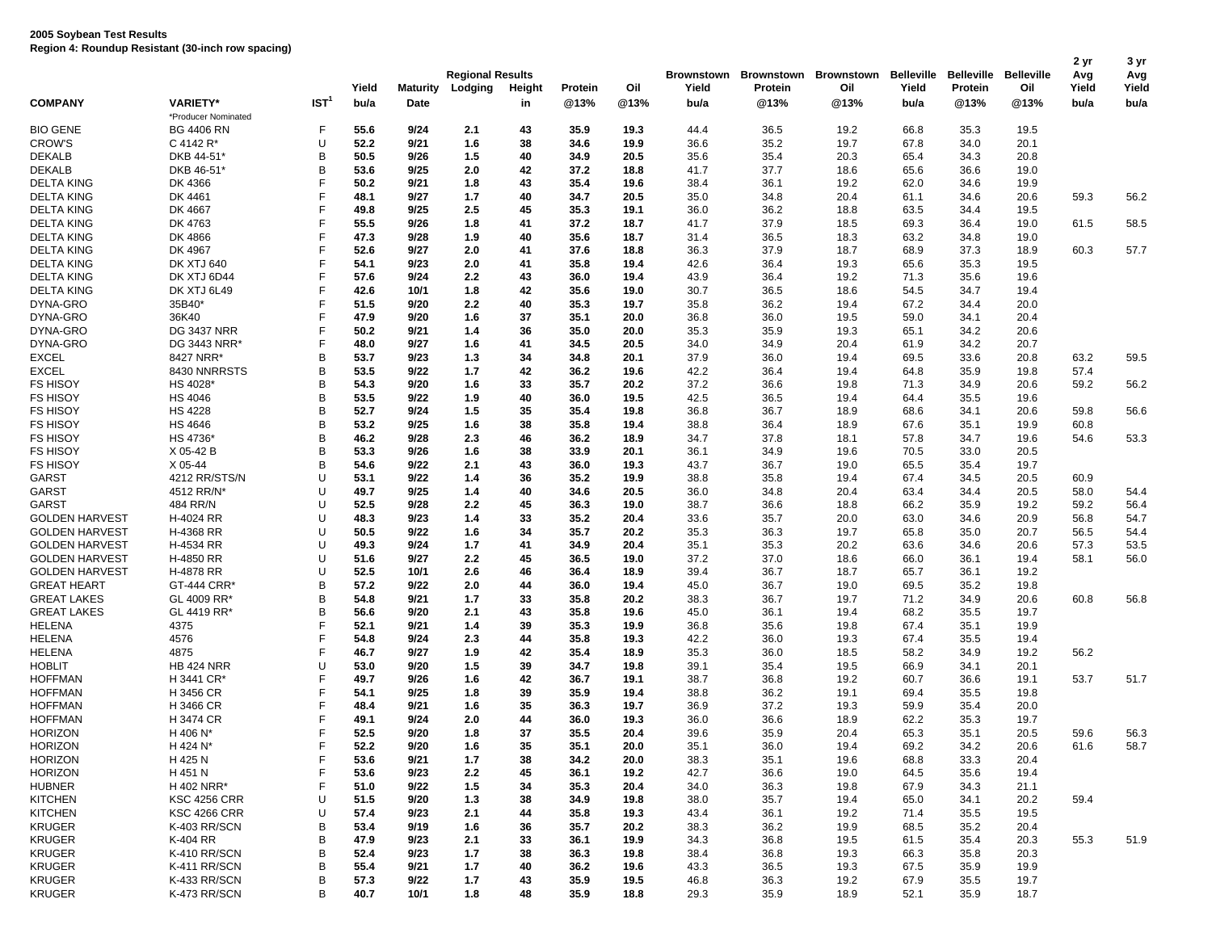**2005 Soybean Test Results**
**Region 4: Roundup Resistant (30-inch row spacing)**

| COMPANY | VARIETY* | IST[1] | Yield bu/a | Maturity Date | Regional Results Lodging | Height in | Protein @13% | Oil @13% | Brownstown Yield bu/a | Brownstown Protein @13% | Brownstown Oil @13% | Belleville Yield bu/a | Belleville Protein @13% | Belleville Oil @13% | 2 yr Avg Yield bu/a | 3 yr Avg Yield bu/a |
|---|---|---|---|---|---|---|---|---|---|---|---|---|---|---|---|---|
| | *Producer Nominated | | | | | | | | | | | | | | | |
| BIO GENE | BG 4406 RN | F | **55.6** | **9/24** | **2.1** | **43** | **35.9** | **19.3** | 44.4 | 36.5 | 19.2 | 66.8 | 35.3 | 19.5 | | |
| CROW'S | C 4142 R* | U | **52.2** | **9/21** | **1.6** | **38** | **34.6** | **19.9** | 36.6 | 35.2 | 19.7 | 67.8 | 34.0 | 20.1 | | |
| DEKALB | DKB 44-51* | B | **50.5** | **9/26** | **1.5** | **40** | **34.9** | **20.5** | 35.6 | 35.4 | 20.3 | 65.4 | 34.3 | 20.8 | | |
| DEKALB | DKB 46-51* | B | **53.6** | **9/25** | **2.0** | **42** | **37.2** | **18.8** | 41.7 | 37.7 | 18.6 | 65.6 | 36.6 | 19.0 | | |
| DELTA KING | DK 4366 | F | **50.2** | **9/21** | **1.8** | **43** | **35.4** | **19.6** | 38.4 | 36.1 | 19.2 | 62.0 | 34.6 | 19.9 | | |
| DELTA KING | DK 4461 | F | **48.1** | **9/27** | **1.7** | **40** | **34.7** | **20.5** | 35.0 | 34.8 | 20.4 | 61.1 | 34.6 | 20.6 | 59.3 | 56.2 |
| DELTA KING | DK 4667 | F | **49.8** | **9/25** | **2.5** | **45** | **35.3** | **19.1** | 36.0 | 36.2 | 18.8 | 63.5 | 34.4 | 19.5 | | |
| DELTA KING | DK 4763 | F | **55.5** | **9/26** | **1.8** | **41** | **37.2** | **18.7** | 41.7 | 37.9 | 18.5 | 69.3 | 36.4 | 19.0 | 61.5 | 58.5 |
| DELTA KING | DK 4866 | F | **47.3** | **9/28** | **1.9** | **40** | **35.6** | **18.7** | 31.4 | 36.5 | 18.3 | 63.2 | 34.8 | 19.0 | | |
| DELTA KING | DK 4967 | F | **52.6** | **9/27** | **2.0** | **41** | **37.6** | **18.8** | 36.3 | 37.9 | 18.7 | 68.9 | 37.3 | 18.9 | 60.3 | 57.7 |
| DELTA KING | DK XTJ 640 | F | **54.1** | **9/23** | **2.0** | **41** | **35.8** | **19.4** | 42.6 | 36.4 | 19.3 | 65.6 | 35.3 | 19.5 | | |
| DELTA KING | DK XTJ 6D44 | F | **57.6** | **9/24** | **2.2** | **43** | **36.0** | **19.4** | 43.9 | 36.4 | 19.2 | 71.3 | 35.6 | 19.6 | | |
| DELTA KING | DK XTJ 6L49 | F | **42.6** | **10/1** | **1.8** | **42** | **35.6** | **19.0** | 30.7 | 36.5 | 18.6 | 54.5 | 34.7 | 19.4 | | |
| DYNA-GRO | 35B40* | F | **51.5** | **9/20** | **2.2** | **40** | **35.3** | **19.7** | 35.8 | 36.2 | 19.4 | 67.2 | 34.4 | 20.0 | | |
| DYNA-GRO | 36K40 | F | **47.9** | **9/20** | **1.6** | **37** | **35.1** | **20.0** | 36.8 | 36.0 | 19.5 | 59.0 | 34.1 | 20.4 | | |
| DYNA-GRO | DG 3437 NRR | F | **50.2** | **9/21** | **1.4** | **36** | **35.0** | **20.0** | 35.3 | 35.9 | 19.3 | 65.1 | 34.2 | 20.6 | | |
| DYNA-GRO | DG 3443 NRR* | F | **48.0** | **9/27** | **1.6** | **41** | **34.5** | **20.5** | 34.0 | 34.9 | 20.4 | 61.9 | 34.2 | 20.7 | | |
| EXCEL | 8427 NRR* | B | **53.7** | **9/23** | **1.3** | **34** | **34.8** | **20.1** | 37.9 | 36.0 | 19.4 | 69.5 | 33.6 | 20.8 | 63.2 | 59.5 |
| EXCEL | 8430 NNRRSTS | B | **53.5** | **9/22** | **1.7** | **42** | **36.2** | **19.6** | 42.2 | 36.4 | 19.4 | 64.8 | 35.9 | 19.8 | 57.4 | |
| FS HISOY | HS 4028* | B | **54.3** | **9/20** | **1.6** | **33** | **35.7** | **20.2** | 37.2 | 36.6 | 19.8 | 71.3 | 34.9 | 20.6 | 59.2 | 56.2 |
| FS HISOY | HS 4046 | B | **53.5** | **9/22** | **1.9** | **40** | **36.0** | **19.5** | 42.5 | 36.5 | 19.4 | 64.4 | 35.5 | 19.6 | | |
| FS HISOY | HS 4228 | B | **52.7** | **9/24** | **1.5** | **35** | **35.4** | **19.8** | 36.8 | 36.7 | 18.9 | 68.6 | 34.1 | 20.6 | 59.8 | 56.6 |
| FS HISOY | HS 4646 | B | **53.2** | **9/25** | **1.6** | **38** | **35.8** | **19.4** | 38.8 | 36.4 | 18.9 | 67.6 | 35.1 | 19.9 | 60.8 | |
| FS HISOY | HS 4736* | B | **46.2** | **9/28** | **2.3** | **46** | **36.2** | **18.9** | 34.7 | 37.8 | 18.1 | 57.8 | 34.7 | 19.6 | 54.6 | 53.3 |
| FS HISOY | X 05-42 B | B | **53.3** | **9/26** | **1.6** | **38** | **33.9** | **20.1** | 36.1 | 34.9 | 19.6 | 70.5 | 33.0 | 20.5 | | |
| FS HISOY | X 05-44 | B | **54.6** | **9/22** | **2.1** | **43** | **36.0** | **19.3** | 43.7 | 36.7 | 19.0 | 65.5 | 35.4 | 19.7 | | |
| GARST | 4212 RR/STS/N | U | **53.1** | **9/22** | **1.4** | **36** | **35.2** | **19.9** | 38.8 | 35.8 | 19.4 | 67.4 | 34.5 | 20.5 | 60.9 | |
| GARST | 4512 RR/N* | U | **49.7** | **9/25** | **1.4** | **40** | **34.6** | **20.5** | 36.0 | 34.8 | 20.4 | 63.4 | 34.4 | 20.5 | 58.0 | 54.4 |
| GARST | 484 RR/N | U | **52.5** | **9/28** | **2.2** | **45** | **36.3** | **19.0** | 38.7 | 36.6 | 18.8 | 66.2 | 35.9 | 19.2 | 59.2 | 56.4 |
| GOLDEN HARVEST | H-4024 RR | U | **48.3** | **9/23** | **1.4** | **33** | **35.2** | **20.4** | 33.6 | 35.7 | 20.0 | 63.0 | 34.6 | 20.9 | 56.8 | 54.7 |
| GOLDEN HARVEST | H-4368 RR | U | **50.5** | **9/22** | **1.6** | **34** | **35.7** | **20.2** | 35.3 | 36.3 | 19.7 | 65.8 | 35.0 | 20.7 | 56.5 | 54.4 |
| GOLDEN HARVEST | H-4534 RR | U | **49.3** | **9/24** | **1.7** | **41** | **34.9** | **20.4** | 35.1 | 35.3 | 20.2 | 63.6 | 34.6 | 20.6 | 57.3 | 53.5 |
| GOLDEN HARVEST | H-4850 RR | U | **51.6** | **9/27** | **2.2** | **45** | **36.5** | **19.0** | 37.2 | 37.0 | 18.6 | 66.0 | 36.1 | 19.4 | 58.1 | 56.0 |
| GOLDEN HARVEST | H-4878 RR | U | **52.5** | **10/1** | **2.6** | **46** | **36.4** | **18.9** | 39.4 | 36.7 | 18.7 | 65.7 | 36.1 | 19.2 | | |
| GREAT HEART | GT-444 CRR* | B | **57.2** | **9/22** | **2.0** | **44** | **36.0** | **19.4** | 45.0 | 36.7 | 19.0 | 69.5 | 35.2 | 19.8 | | |
| GREAT LAKES | GL 4009 RR* | B | **54.8** | **9/21** | **1.7** | **33** | **35.8** | **20.2** | 38.3 | 36.7 | 19.7 | 71.2 | 34.9 | 20.6 | 60.8 | 56.8 |
| GREAT LAKES | GL 4419 RR* | B | **56.6** | **9/20** | **2.1** | **43** | **35.8** | **19.6** | 45.0 | 36.1 | 19.4 | 68.2 | 35.5 | 19.7 | | |
| HELENA | 4375 | F | **52.1** | **9/21** | **1.4** | **39** | **35.3** | **19.9** | 36.8 | 35.6 | 19.8 | 67.4 | 35.1 | 19.9 | | |
| HELENA | 4576 | F | **54.8** | **9/24** | **2.3** | **44** | **35.8** | **19.3** | 42.2 | 36.0 | 19.3 | 67.4 | 35.5 | 19.4 | | |
| HELENA | 4875 | F | **46.7** | **9/27** | **1.9** | **42** | **35.4** | **18.9** | 35.3 | 36.0 | 18.5 | 58.2 | 34.9 | 19.2 | 56.2 | |
| HOBLIT | HB 424 NRR | U | **53.0** | **9/20** | **1.5** | **39** | **34.7** | **19.8** | 39.1 | 35.4 | 19.5 | 66.9 | 34.1 | 20.1 | | |
| HOFFMAN | H 3441 CR* | F | **49.7** | **9/26** | **1.6** | **42** | **36.7** | **19.1** | 38.7 | 36.8 | 19.2 | 60.7 | 36.6 | 19.1 | 53.7 | 51.7 |
| HOFFMAN | H 3456 CR | F | **54.1** | **9/25** | **1.8** | **39** | **35.9** | **19.4** | 38.8 | 36.2 | 19.1 | 69.4 | 35.5 | 19.8 | | |
| HOFFMAN | H 3466 CR | F | **48.4** | **9/21** | **1.6** | **35** | **36.3** | **19.7** | 36.9 | 37.2 | 19.3 | 59.9 | 35.4 | 20.0 | | |
| HOFFMAN | H 3474 CR | F | **49.1** | **9/24** | **2.0** | **44** | **36.0** | **19.3** | 36.0 | 36.6 | 18.9 | 62.2 | 35.3 | 19.7 | | |
| HORIZON | H 406 N* | F | **52.5** | **9/20** | **1.8** | **37** | **35.5** | **20.4** | 39.6 | 35.9 | 20.4 | 65.3 | 35.1 | 20.5 | 59.6 | 56.3 |
| HORIZON | H 424 N* | F | **52.2** | **9/20** | **1.6** | **35** | **35.1** | **20.0** | 35.1 | 36.0 | 19.4 | 69.2 | 34.2 | 20.6 | 61.6 | 58.7 |
| HORIZON | H 425 N | F | **53.6** | **9/21** | **1.7** | **38** | **34.2** | **20.0** | 38.3 | 35.1 | 19.6 | 68.8 | 33.3 | 20.4 | | |
| HORIZON | H 451 N | F | **53.6** | **9/23** | **2.2** | **45** | **36.1** | **19.2** | 42.7 | 36.6 | 19.0 | 64.5 | 35.6 | 19.4 | | |
| HUBNER | H 402 NRR* | F | **51.0** | **9/22** | **1.5** | **34** | **35.3** | **20.4** | 34.0 | 36.3 | 19.8 | 67.9 | 34.3 | 21.1 | | |
| KITCHEN | KSC 4256 CRR | U | **51.5** | **9/20** | **1.3** | **38** | **34.9** | **19.8** | 38.0 | 35.7 | 19.4 | 65.0 | 34.1 | 20.2 | 59.4 | |
| KITCHEN | KSC 4266 CRR | U | **57.4** | **9/23** | **2.1** | **44** | **35.8** | **19.3** | 43.4 | 36.1 | 19.2 | 71.4 | 35.5 | 19.5 | | |
| KRUGER | K-403 RR/SCN | B | **53.4** | **9/19** | **1.6** | **36** | **35.7** | **20.2** | 38.3 | 36.2 | 19.9 | 68.5 | 35.2 | 20.4 | | |
| KRUGER | K-404 RR | B | **47.9** | **9/23** | **2.1** | **33** | **36.1** | **19.9** | 34.3 | 36.8 | 19.5 | 61.5 | 35.4 | 20.3 | 55.3 | 51.9 |
| KRUGER | K-410 RR/SCN | B | **52.4** | **9/23** | **1.7** | **38** | **36.3** | **19.8** | 38.4 | 36.8 | 19.3 | 66.3 | 35.8 | 20.3 | | |
| KRUGER | K-411 RR/SCN | B | **55.4** | **9/21** | **1.7** | **40** | **36.2** | **19.6** | 43.3 | 36.5 | 19.3 | 67.5 | 35.9 | 19.9 | | |
| KRUGER | K-433 RR/SCN | B | **57.3** | **9/22** | **1.7** | **43** | **35.9** | **19.5** | 46.8 | 36.3 | 19.2 | 67.9 | 35.5 | 19.7 | | |
| KRUGER | K-473 RR/SCN | B | **40.7** | **10/1** | **1.8** | **48** | **35.9** | **18.8** | 29.3 | 35.9 | 18.9 | 52.1 | 35.9 | 18.7 | | |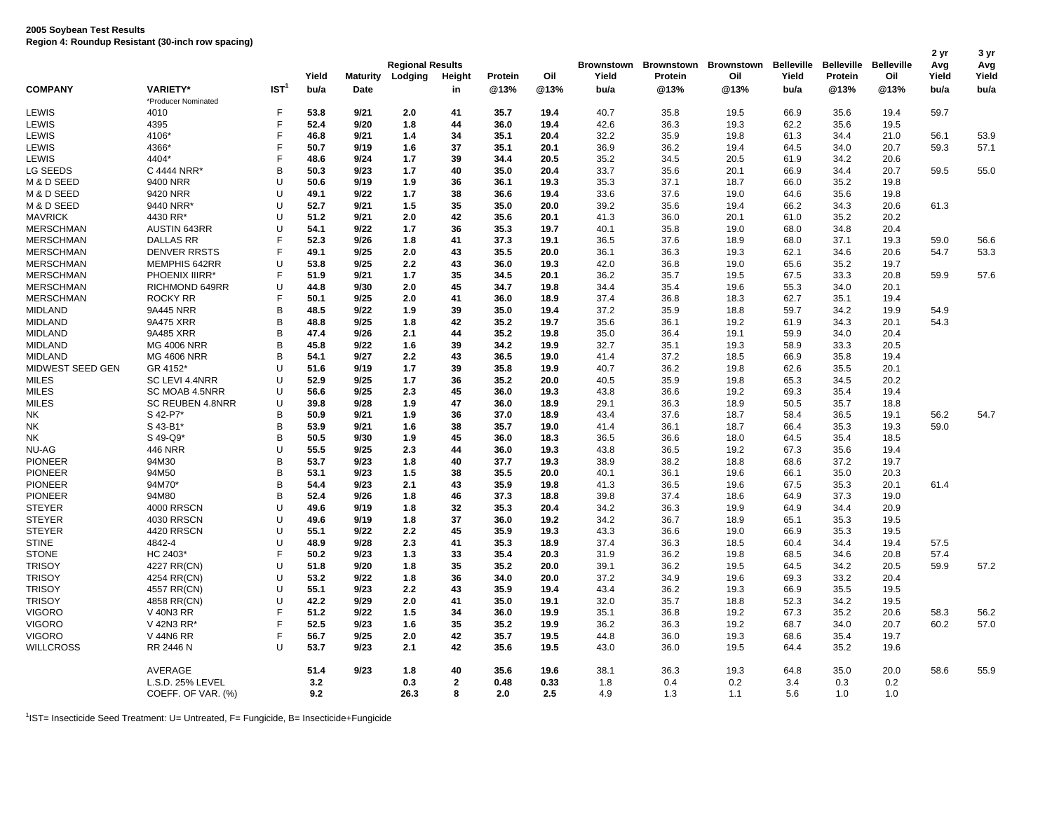**2005 Soybean Test Results**
**Region 4: Roundup Resistant (30-inch row spacing)**

| COMPANY | VARIETY* | IST[1] | Yield bu/a | Maturity Date | Regional Results Lodging | Height in | Protein @13% | Oil @13% | Brownstown Yield bu/a | Brownstown Protein @13% | Brownstown Oil @13% | Belleville Yield bu/a | Belleville Protein @13% | Belleville Oil @13% | 2 yr Avg Yield bu/a | 3 yr Avg Yield bu/a |
|---|---|---|---|---|---|---|---|---|---|---|---|---|---|---|---|---|
| | *Producer Nominated | | | | | | | | | | | | | | | |
| LEWIS | 4010 | F | **53.8** | **9/21** | **2.0** | **41** | **35.7** | **19.4** | 40.7 | 35.8 | 19.5 | 66.9 | 35.6 | 19.4 | 59.7 | |
| LEWIS | 4395 | F | **52.4** | **9/20** | **1.8** | **44** | **36.0** | **19.4** | 42.6 | 36.3 | 19.3 | 62.2 | 35.6 | 19.5 | | |
| LEWIS | 4106* | F | **46.8** | **9/21** | **1.4** | **34** | **35.1** | **20.4** | 32.2 | 35.9 | 19.8 | 61.3 | 34.4 | 21.0 | 56.1 | 53.9 |
| LEWIS | 4366* | F | **50.7** | **9/19** | **1.6** | **37** | **35.1** | **20.1** | 36.9 | 36.2 | 19.4 | 64.5 | 34.0 | 20.7 | 59.3 | 57.1 |
| LEWIS | 4404* | F | **48.6** | **9/24** | **1.7** | **39** | **34.4** | **20.5** | 35.2 | 34.5 | 20.5 | 61.9 | 34.2 | 20.6 | | |
| LG SEEDS | C 4444 NRR* | B | **50.3** | **9/23** | **1.7** | **40** | **35.0** | **20.4** | 33.7 | 35.6 | 20.1 | 66.9 | 34.4 | 20.7 | 59.5 | 55.0 |
| M & D SEED | 9400 NRR | U | **50.6** | **9/19** | **1.9** | **36** | **36.1** | **19.3** | 35.3 | 37.1 | 18.7 | 66.0 | 35.2 | 19.8 | | |
| M & D SEED | 9420 NRR | U | **49.1** | **9/22** | **1.7** | **38** | **36.6** | **19.4** | 33.6 | 37.6 | 19.0 | 64.6 | 35.6 | 19.8 | | |
| M & D SEED | 9440 NRR* | U | **52.7** | **9/21** | **1.5** | **35** | **35.0** | **20.0** | 39.2 | 35.6 | 19.4 | 66.2 | 34.3 | 20.6 | 61.3 | |
| MAVRICK | 4430 RR* | U | **51.2** | **9/21** | **2.0** | **42** | **35.6** | **20.1** | 41.3 | 36.0 | 20.1 | 61.0 | 35.2 | 20.2 | | |
| MERSCHMAN | AUSTIN 643RR | U | **54.1** | **9/22** | **1.7** | **36** | **35.3** | **19.7** | 40.1 | 35.8 | 19.0 | 68.0 | 34.8 | 20.4 | | |
| MERSCHMAN | DALLAS RR | F | **52.3** | **9/26** | **1.8** | **41** | **37.3** | **19.1** | 36.5 | 37.6 | 18.9 | 68.0 | 37.1 | 19.3 | 59.0 | 56.6 |
| MERSCHMAN | DENVER RRSTS | F | **49.1** | **9/25** | **2.0** | **43** | **35.5** | **20.0** | 36.1 | 36.3 | 19.3 | 62.1 | 34.6 | 20.6 | 54.7 | 53.3 |
| MERSCHMAN | MEMPHIS 642RR | U | **53.8** | **9/25** | **2.2** | **43** | **36.0** | **19.3** | 42.0 | 36.8 | 19.0 | 65.6 | 35.2 | 19.7 | | |
| MERSCHMAN | PHOENIX IIIRR* | F | **51.9** | **9/21** | **1.7** | **35** | **34.5** | **20.1** | 36.2 | 35.7 | 19.5 | 67.5 | 33.3 | 20.8 | 59.9 | 57.6 |
| MERSCHMAN | RICHMOND 649RR | U | **44.8** | **9/30** | **2.0** | **45** | **34.7** | **19.8** | 34.4 | 35.4 | 19.6 | 55.3 | 34.0 | 20.1 | | |
| MERSCHMAN | ROCKY RR | F | **50.1** | **9/25** | **2.0** | **41** | **36.0** | **18.9** | 37.4 | 36.8 | 18.3 | 62.7 | 35.1 | 19.4 | | |
| MIDLAND | 9A445 NRR | B | **48.5** | **9/22** | **1.9** | **39** | **35.0** | **19.4** | 37.2 | 35.9 | 18.8 | 59.7 | 34.2 | 19.9 | 54.9 | |
| MIDLAND | 9A475 XRR | B | **48.8** | **9/25** | **1.8** | **42** | **35.2** | **19.7** | 35.6 | 36.1 | 19.2 | 61.9 | 34.3 | 20.1 | 54.3 | |
| MIDLAND | 9A485 XRR | B | **47.4** | **9/26** | **2.1** | **44** | **35.2** | **19.8** | 35.0 | 36.4 | 19.1 | 59.9 | 34.0 | 20.4 | | |
| MIDLAND | MG 4006 NRR | B | **45.8** | **9/22** | **1.6** | **39** | **34.2** | **19.9** | 32.7 | 35.1 | 19.3 | 58.9 | 33.3 | 20.5 | | |
| MIDLAND | MG 4606 NRR | B | **54.1** | **9/27** | **2.2** | **43** | **36.5** | **19.0** | 41.4 | 37.2 | 18.5 | 66.9 | 35.8 | 19.4 | | |
| MIDWEST SEED GEN | GR 4152* | U | **51.6** | **9/19** | **1.7** | **39** | **35.8** | **19.9** | 40.7 | 36.2 | 19.8 | 62.6 | 35.5 | 20.1 | | |
| MILES | SC LEVI 4.4NRR | U | **52.9** | **9/25** | **1.7** | **36** | **35.2** | **20.0** | 40.5 | 35.9 | 19.8 | 65.3 | 34.5 | 20.2 | | |
| MILES | SC MOAB 4.5NRR | U | **56.6** | **9/25** | **2.3** | **45** | **36.0** | **19.3** | 43.8 | 36.6 | 19.2 | 69.3 | 35.4 | 19.4 | | |
| MILES | SC REUBEN 4.8NRR | U | **39.8** | **9/28** | **1.9** | **47** | **36.0** | **18.9** | 29.1 | 36.3 | 18.9 | 50.5 | 35.7 | 18.8 | | |
| NK | S 42-P7* | B | **50.9** | **9/21** | **1.9** | **36** | **37.0** | **18.9** | 43.4 | 37.6 | 18.7 | 58.4 | 36.5 | 19.1 | 56.2 | 54.7 |
| NK | S 43-B1* | B | **53.9** | **9/21** | **1.6** | **38** | **35.7** | **19.0** | 41.4 | 36.1 | 18.7 | 66.4 | 35.3 | 19.3 | 59.0 | |
| NK | S 49-Q9* | B | **50.5** | **9/30** | **1.9** | **45** | **36.0** | **18.3** | 36.5 | 36.6 | 18.0 | 64.5 | 35.4 | 18.5 | | |
| NU-AG | 446 NRR | U | **55.5** | **9/25** | **2.3** | **44** | **36.0** | **19.3** | 43.8 | 36.5 | 19.2 | 67.3 | 35.6 | 19.4 | | |
| PIONEER | 94M30 | B | **53.7** | **9/23** | **1.8** | **40** | **37.7** | **19.3** | 38.9 | 38.2 | 18.8 | 68.6 | 37.2 | 19.7 | | |
| PIONEER | 94M50 | B | **53.1** | **9/23** | **1.5** | **38** | **35.5** | **20.0** | 40.1 | 36.1 | 19.6 | 66.1 | 35.0 | 20.3 | | |
| PIONEER | 94M70* | B | **54.4** | **9/23** | **2.1** | **43** | **35.9** | **19.8** | 41.3 | 36.5 | 19.6 | 67.5 | 35.3 | 20.1 | 61.4 | |
| PIONEER | 94M80 | B | **52.4** | **9/26** | **1.8** | **46** | **37.3** | **18.8** | 39.8 | 37.4 | 18.6 | 64.9 | 37.3 | 19.0 | | |
| STEYER | 4000 RRSCN | U | **49.6** | **9/19** | **1.8** | **32** | **35.3** | **20.4** | 34.2 | 36.3 | 19.9 | 64.9 | 34.4 | 20.9 | | |
| STEYER | 4030 RRSCN | U | **49.6** | **9/19** | **1.8** | **37** | **36.0** | **19.2** | 34.2 | 36.7 | 18.9 | 65.1 | 35.3 | 19.5 | | |
| STEYER | 4420 RRSCN | U | **55.1** | **9/22** | **2.2** | **45** | **35.9** | **19.3** | 43.3 | 36.6 | 19.0 | 66.9 | 35.3 | 19.5 | | |
| STINE | 4842-4 | U | **48.9** | **9/28** | **2.3** | **41** | **35.3** | **18.9** | 37.4 | 36.3 | 18.5 | 60.4 | 34.4 | 19.4 | 57.5 | |
| STONE | HC 2403* | F | **50.2** | **9/23** | **1.3** | **33** | **35.4** | **20.3** | 31.9 | 36.2 | 19.8 | 68.5 | 34.6 | 20.8 | 57.4 | |
| TRISOY | 4227 RR(CN) | U | **51.8** | **9/20** | **1.8** | **35** | **35.2** | **20.0** | 39.1 | 36.2 | 19.5 | 64.5 | 34.2 | 20.5 | 59.9 | 57.2 |
| TRISOY | 4254 RR(CN) | U | **53.2** | **9/22** | **1.8** | **36** | **34.0** | **20.0** | 37.2 | 34.9 | 19.6 | 69.3 | 33.2 | 20.4 | | |
| TRISOY | 4557 RR(CN) | U | **55.1** | **9/23** | **2.2** | **43** | **35.9** | **19.4** | 43.4 | 36.2 | 19.3 | 66.9 | 35.5 | 19.5 | | |
| TRISOY | 4858 RR(CN) | U | **42.2** | **9/29** | **2.0** | **41** | **35.0** | **19.1** | 32.0 | 35.7 | 18.8 | 52.3 | 34.2 | 19.5 | | |
| VIGORO | V 40N3 RR | F | **51.2** | **9/22** | **1.5** | **34** | **36.0** | **19.9** | 35.1 | 36.8 | 19.2 | 67.3 | 35.2 | 20.6 | 58.3 | 56.2 |
| VIGORO | V 42N3 RR* | F | **52.5** | **9/23** | **1.6** | **35** | **35.2** | **19.9** | 36.2 | 36.3 | 19.2 | 68.7 | 34.0 | 20.7 | 60.2 | 57.0 |
| VIGORO | V 44N6 RR | F | **56.7** | **9/25** | **2.0** | **42** | **35.7** | **19.5** | 44.8 | 36.0 | 19.3 | 68.6 | 35.4 | 19.7 | | |
| WILLCROSS | RR 2446 N | U | **53.7** | **9/23** | **2.1** | **42** | **35.6** | **19.5** | 43.0 | 36.0 | 19.5 | 64.4 | 35.2 | 19.6 | | |
| | AVERAGE | | **51.4** | **9/23** | **1.8** | **40** | **35.6** | **19.6** | 38.1 | 36.3 | 19.3 | 64.8 | 35.0 | 20.0 | 58.6 | 55.9 |
| | L.S.D. 25% LEVEL | | **3.2** | | **0.3** | **2** | **0.48** | **0.33** | 1.8 | 0.4 | 0.2 | 3.4 | 0.3 | 0.2 | | |
| | COEFF. OF VAR. (%) | | **9.2** | | **26.3** | **8** | **2.0** | **2.5** | 4.9 | 1.3 | 1.1 | 5.6 | 1.0 | 1.0 | | |

[1]IST= Insecticide Seed Treatment: U= Untreated, F= Fungicide, B= Insecticide+Fungicide